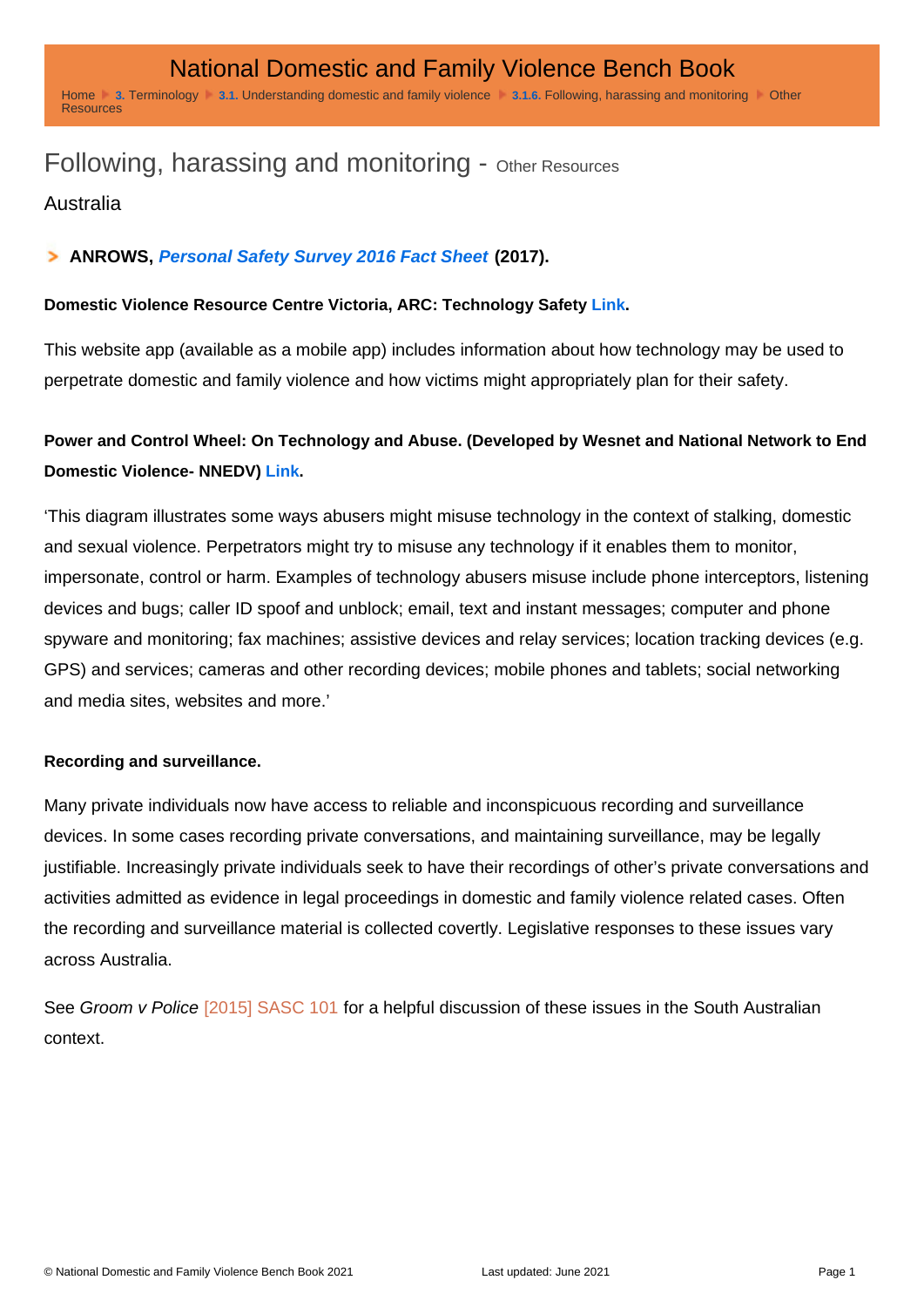# National Domestic and Family Violence Bench Book

Home ▸ 3. Terminology ▸ 3.1. Understanding domestic and family violence ▸ 3.1.6. Following, harassing and monitoring ▸ Other Resources

## Following, harassing and monitoring - Other Resources

### Australia

- **ANROWS, *Personal Safety Survey 2016 Fact Sheet* (2017).**

**Domestic Violence Resource Centre Victoria, ARC: Technology Safety Link.**

This website app (available as a mobile app) includes information about how technology may be used to perpetrate domestic and family violence and how victims might appropriately plan for their safety.

**Power and Control Wheel: On Technology and Abuse. (Developed by Wesnet and National Network to End Domestic Violence- NNEDV) Link.**

'This diagram illustrates some ways abusers might misuse technology in the context of stalking, domestic and sexual violence. Perpetrators might try to misuse any technology if it enables them to monitor, impersonate, control or harm. Examples of technology abusers misuse include phone interceptors, listening devices and bugs; caller ID spoof and unblock; email, text and instant messages; computer and phone spyware and monitoring; fax machines; assistive devices and relay services; location tracking devices (e.g. GPS) and services; cameras and other recording devices; mobile phones and tablets; social networking and media sites, websites and more.'

**Recording and surveillance.**

Many private individuals now have access to reliable and inconspicuous recording and surveillance devices. In some cases recording private conversations, and maintaining surveillance, may be legally justifiable. Increasingly private individuals seek to have their recordings of other's private conversations and activities admitted as evidence in legal proceedings in domestic and family violence related cases. Often the recording and surveillance material is collected covertly. Legislative responses to these issues vary across Australia.

See *Groom v Police* [2015] SASC 101 for a helpful discussion of these issues in the South Australian context.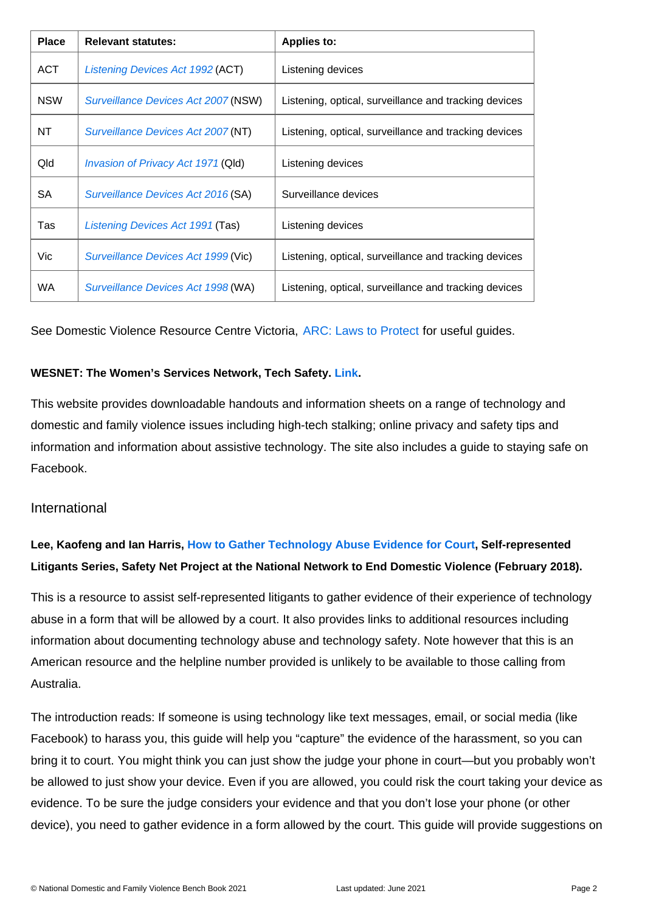| Place | Relevant statutes: | Applies to: |
|---|---|---|
| ACT | *Listening Devices Act 1992* (ACT) | Listening devices |
| NSW | *Surveillance Devices Act 2007* (NSW) | Listening, optical, surveillance and tracking devices |
| NT | *Surveillance Devices Act 2007* (NT) | Listening, optical, surveillance and tracking devices |
| Qld | *Invasion of Privacy Act 1971* (Qld) | Listening devices |
| SA | *Surveillance Devices Act 2016* (SA) | Surveillance devices |
| Tas | *Listening Devices Act 1991* (Tas) | Listening devices |
| Vic | *Surveillance Devices Act 1999* (Vic) | Listening, optical, surveillance and tracking devices |
| WA | *Surveillance Devices Act 1998* (WA) | Listening, optical, surveillance and tracking devices |

See Domestic Violence Resource Centre Victoria, ARC: Laws to Protect for useful guides.

**WESNET: The Women's Services Network, Tech Safety. Link.**

This website provides downloadable handouts and information sheets on a range of technology and domestic and family violence issues including high-tech stalking; online privacy and safety tips and information and information about assistive technology. The site also includes a guide to staying safe on Facebook.

## International

**Lee, Kaofeng and Ian Harris, How to Gather Technology Abuse Evidence for Court, Self-represented Litigants Series, Safety Net Project at the National Network to End Domestic Violence (February 2018).**

This is a resource to assist self-represented litigants to gather evidence of their experience of technology abuse in a form that will be allowed by a court. It also provides links to additional resources including information about documenting technology abuse and technology safety. Note however that this is an American resource and the helpline number provided is unlikely to be available to those calling from Australia.

The introduction reads: If someone is using technology like text messages, email, or social media (like Facebook) to harass you, this guide will help you "capture" the evidence of the harassment, so you can bring it to court. You might think you can just show the judge your phone in court—but you probably won't be allowed to just show your device. Even if you are allowed, you could risk the court taking your device as evidence. To be sure the judge considers your evidence and that you don't lose your phone (or other device), you need to gather evidence in a form allowed by the court. This guide will provide suggestions on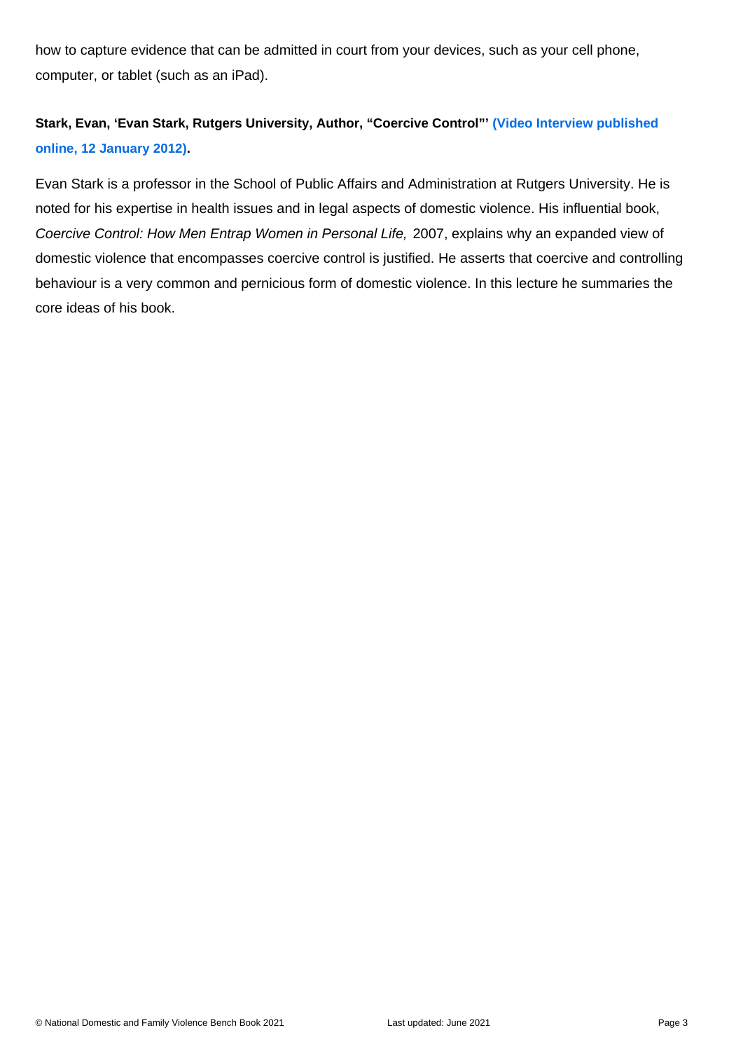how to capture evidence that can be admitted in court from your devices, such as your cell phone, computer, or tablet (such as an iPad).

**Stark, Evan, 'Evan Stark, Rutgers University, Author, "Coercive Control"' (Video Interview published online, 12 January 2012).**

Evan Stark is a professor in the School of Public Affairs and Administration at Rutgers University. He is noted for his expertise in health issues and in legal aspects of domestic violence. His influential book, *Coercive Control: How Men Entrap Women in Personal Life,* 2007, explains why an expanded view of domestic violence that encompasses coercive control is justified. He asserts that coercive and controlling behaviour is a very common and pernicious form of domestic violence. In this lecture he summaries the core ideas of his book.